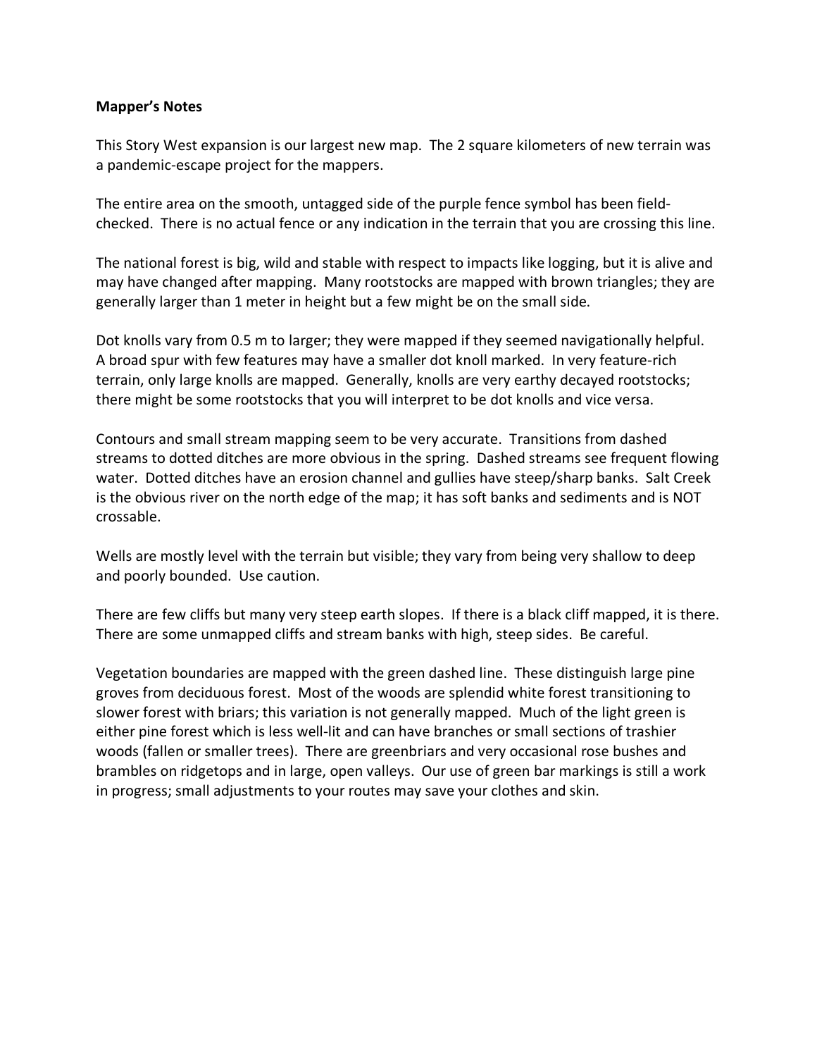**Mapper's Notes**

This Story West expansion is our largest new map. The 2 square kilometers of new terrain was a pandemic-escape project for the mappers.

The entire area on the smooth, untagged side of the purple fence symbol has been field-checked. There is no actual fence or any indication in the terrain that you are crossing this line.

The national forest is big, wild and stable with respect to impacts like logging, but it is alive and may have changed after mapping. Many rootstocks are mapped with brown triangles; they are generally larger than 1 meter in height but a few might be on the small side.

Dot knolls vary from 0.5 m to larger; they were mapped if they seemed navigationally helpful. A broad spur with few features may have a smaller dot knoll marked. In very feature-rich terrain, only large knolls are mapped. Generally, knolls are very earthy decayed rootstocks; there might be some rootstocks that you will interpret to be dot knolls and vice versa.

Contours and small stream mapping seem to be very accurate. Transitions from dashed streams to dotted ditches are more obvious in the spring. Dashed streams see frequent flowing water. Dotted ditches have an erosion channel and gullies have steep/sharp banks. Salt Creek is the obvious river on the north edge of the map; it has soft banks and sediments and is NOT crossable.

Wells are mostly level with the terrain but visible; they vary from being very shallow to deep and poorly bounded. Use caution.

There are few cliffs but many very steep earth slopes. If there is a black cliff mapped, it is there. There are some unmapped cliffs and stream banks with high, steep sides. Be careful.

Vegetation boundaries are mapped with the green dashed line. These distinguish large pine groves from deciduous forest. Most of the woods are splendid white forest transitioning to slower forest with briars; this variation is not generally mapped. Much of the light green is either pine forest which is less well-lit and can have branches or small sections of trashier woods (fallen or smaller trees). There are greenbriars and very occasional rose bushes and brambles on ridgetops and in large, open valleys. Our use of green bar markings is still a work in progress; small adjustments to your routes may save your clothes and skin.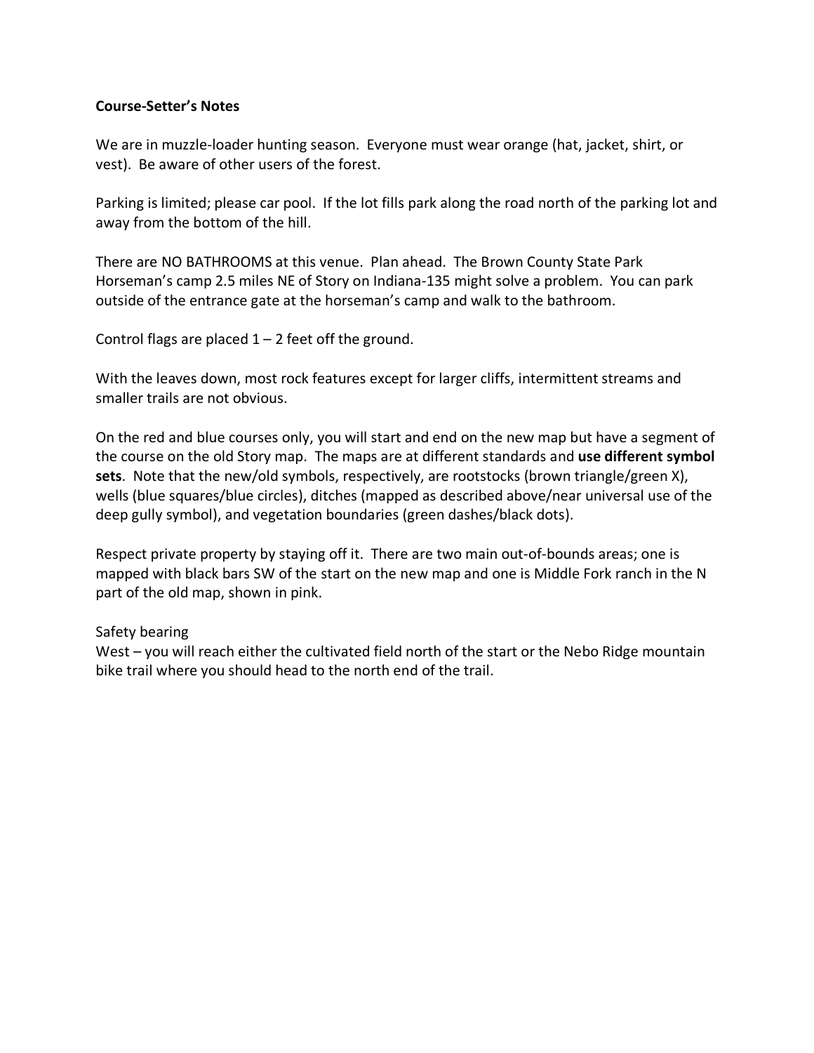**Course-Setter's Notes**

We are in muzzle-loader hunting season. Everyone must wear orange (hat, jacket, shirt, or vest). Be aware of other users of the forest.

Parking is limited; please car pool. If the lot fills park along the road north of the parking lot and away from the bottom of the hill.

There are NO BATHROOMS at this venue. Plan ahead. The Brown County State Park Horseman's camp 2.5 miles NE of Story on Indiana-135 might solve a problem. You can park outside of the entrance gate at the horseman's camp and walk to the bathroom.

Control flags are placed 1 – 2 feet off the ground.

With the leaves down, most rock features except for larger cliffs, intermittent streams and smaller trails are not obvious.

On the red and blue courses only, you will start and end on the new map but have a segment of the course on the old Story map. The maps are at different standards and **use different symbol sets**. Note that the new/old symbols, respectively, are rootstocks (brown triangle/green X), wells (blue squares/blue circles), ditches (mapped as described above/near universal use of the deep gully symbol), and vegetation boundaries (green dashes/black dots).

Respect private property by staying off it. There are two main out-of-bounds areas; one is mapped with black bars SW of the start on the new map and one is Middle Fork ranch in the N part of the old map, shown in pink.

Safety bearing
West – you will reach either the cultivated field north of the start or the Nebo Ridge mountain bike trail where you should head to the north end of the trail.